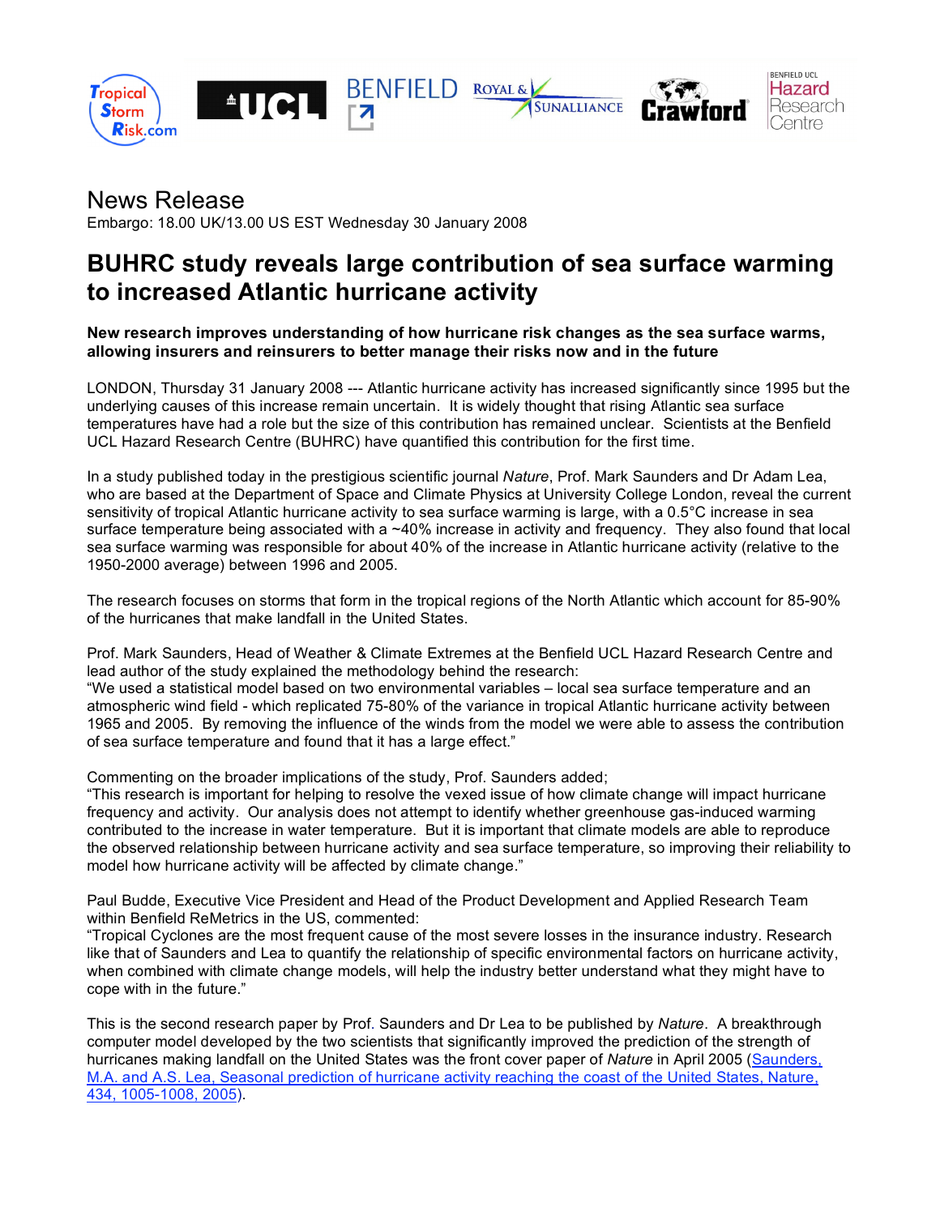# News Release

Embargo: 18.00 UK/13.00 US EST Wednesday 30 January 2008

## BUHRC study reveals large contribution of sea surface warming to increased Atlantic hurricane activity

**New research improves understanding of how hurricane risk changes as the sea surface warms, allowing insurers and reinsurers to better manage their risks now and in the future**

LONDON, Thursday 31 January 2008 --- Atlantic hurricane activity has increased significantly since 1995 but the underlying causes of this increase remain uncertain. It is widely thought that rising Atlantic sea surface temperatures have had a role but the size of this contribution has remained unclear. Scientists at the Benfield UCL Hazard Research Centre (BUHRC) have quantified this contribution for the first time.

In a study published today in the prestigious scientific journal *Nature*, Prof. Mark Saunders and Dr Adam Lea, who are based at the Department of Space and Climate Physics at University College London, reveal the current sensitivity of tropical Atlantic hurricane activity to sea surface warming is large, with a 0.5°C increase in sea surface temperature being associated with a ~40% increase in activity and frequency. They also found that local sea surface warming was responsible for about 40% of the increase in Atlantic hurricane activity (relative to the 1950-2000 average) between 1996 and 2005.

The research focuses on storms that form in the tropical regions of the North Atlantic which account for 85-90% of the hurricanes that make landfall in the United States.

Prof. Mark Saunders, Head of Weather & Climate Extremes at the Benfield UCL Hazard Research Centre and lead author of the study explained the methodology behind the research:
"We used a statistical model based on two environmental variables – local sea surface temperature and an atmospheric wind field - which replicated 75-80% of the variance in tropical Atlantic hurricane activity between 1965 and 2005. By removing the influence of the winds from the model we were able to assess the contribution of sea surface temperature and found that it has a large effect."

Commenting on the broader implications of the study, Prof. Saunders added;
"This research is important for helping to resolve the vexed issue of how climate change will impact hurricane frequency and activity. Our analysis does not attempt to identify whether greenhouse gas-induced warming contributed to the increase in water temperature. But it is important that climate models are able to reproduce the observed relationship between hurricane activity and sea surface temperature, so improving their reliability to model how hurricane activity will be affected by climate change."

Paul Budde, Executive Vice President and Head of the Product Development and Applied Research Team within Benfield ReMetrics in the US, commented:
"Tropical Cyclones are the most frequent cause of the most severe losses in the insurance industry. Research like that of Saunders and Lea to quantify the relationship of specific environmental factors on hurricane activity, when combined with climate change models, will help the industry better understand what they might have to cope with in the future."

This is the second research paper by Prof. Saunders and Dr Lea to be published by *Nature*. A breakthrough computer model developed by the two scientists that significantly improved the prediction of the strength of hurricanes making landfall on the United States was the front cover paper of *Nature* in April 2005 (Saunders, M.A. and A.S. Lea, Seasonal prediction of hurricane activity reaching the coast of the United States, Nature, 434, 1005-1008, 2005).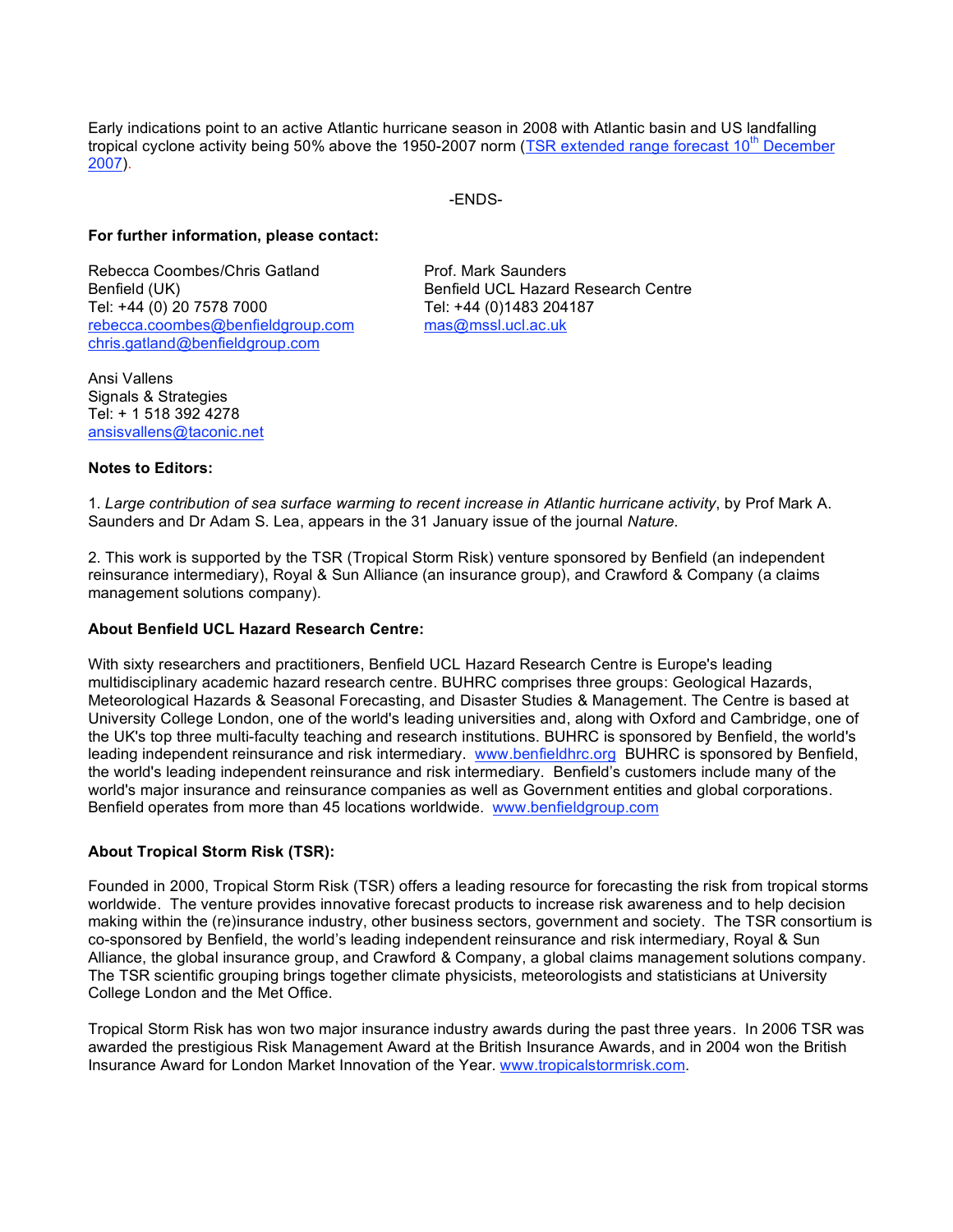Early indications point to an active Atlantic hurricane season in 2008 with Atlantic basin and US landfalling tropical cyclone activity being 50% above the 1950-2007 norm (TSR extended range forecast 10th December 2007).

-ENDS-

**For further information, please contact:**

Rebecca Coombes/Chris Gatland
Benfield (UK)
Tel: +44 (0) 20 7578 7000
rebecca.coombes@benfieldgroup.com
chris.gatland@benfieldgroup.com

Prof. Mark Saunders
Benfield UCL Hazard Research Centre
Tel: +44 (0)1483 204187
mas@mssl.ucl.ac.uk

Ansi Vallens
Signals & Strategies
Tel: + 1 518 392 4278
ansisvallens@taconic.net

**Notes to Editors:**

1. *Large contribution of sea surface warming to recent increase in Atlantic hurricane activity*, by Prof Mark A. Saunders and Dr Adam S. Lea, appears in the 31 January issue of the journal *Nature*.

2. This work is supported by the TSR (Tropical Storm Risk) venture sponsored by Benfield (an independent reinsurance intermediary), Royal & Sun Alliance (an insurance group), and Crawford & Company (a claims management solutions company).

**About Benfield UCL Hazard Research Centre:**

With sixty researchers and practitioners, Benfield UCL Hazard Research Centre is Europe's leading multidisciplinary academic hazard research centre. BUHRC comprises three groups: Geological Hazards, Meteorological Hazards & Seasonal Forecasting, and Disaster Studies & Management. The Centre is based at University College London, one of the world's leading universities and, along with Oxford and Cambridge, one of the UK's top three multi-faculty teaching and research institutions. BUHRC is sponsored by Benfield, the world's leading independent reinsurance and risk intermediary. www.benfieldhrc.org BUHRC is sponsored by Benfield, the world's leading independent reinsurance and risk intermediary. Benfield's customers include many of the world's major insurance and reinsurance companies as well as Government entities and global corporations. Benfield operates from more than 45 locations worldwide. www.benfieldgroup.com

**About Tropical Storm Risk (TSR):**

Founded in 2000, Tropical Storm Risk (TSR) offers a leading resource for forecasting the risk from tropical storms worldwide. The venture provides innovative forecast products to increase risk awareness and to help decision making within the (re)insurance industry, other business sectors, government and society. The TSR consortium is co-sponsored by Benfield, the world's leading independent reinsurance and risk intermediary, Royal & Sun Alliance, the global insurance group, and Crawford & Company, a global claims management solutions company. The TSR scientific grouping brings together climate physicists, meteorologists and statisticians at University College London and the Met Office.

Tropical Storm Risk has won two major insurance industry awards during the past three years. In 2006 TSR was awarded the prestigious Risk Management Award at the British Insurance Awards, and in 2004 won the British Insurance Award for London Market Innovation of the Year. www.tropicalstormrisk.com.